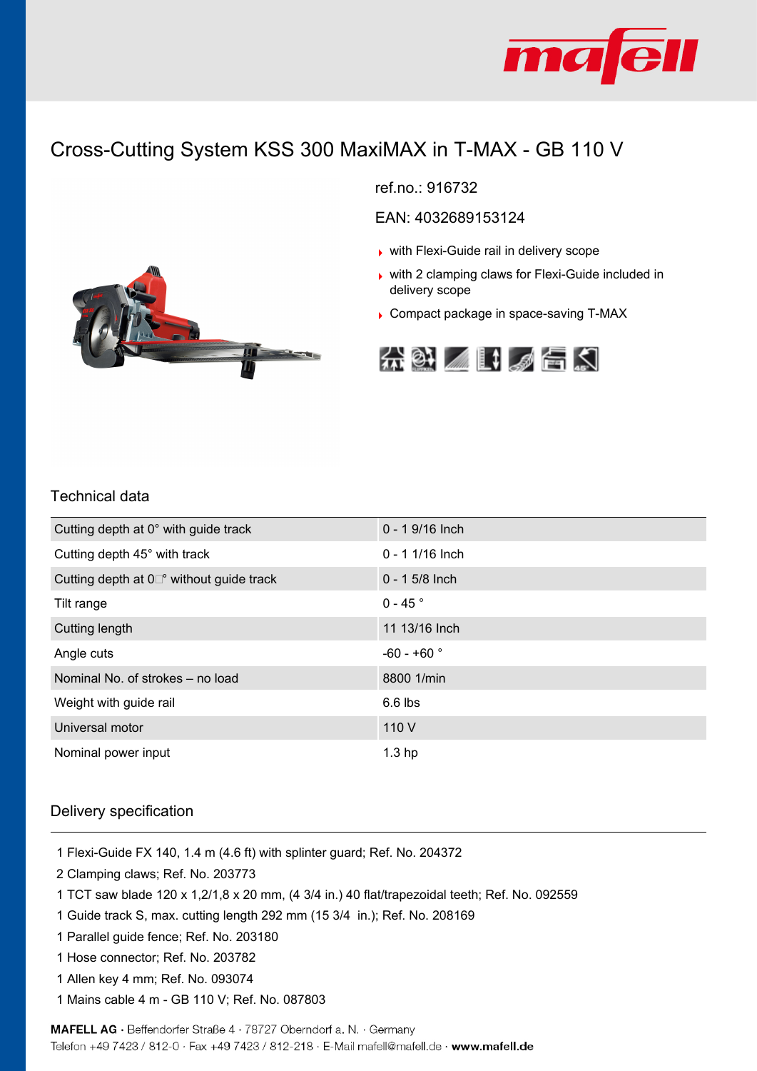# Cross-Cutting System KSS 300 MaxiMAX in T-MAX - GB 110 V

ref.no.: 916732

EAN: 4032689153124

- with Flexi-Guide rail in delivery scope
- with 2 clamping claws for Flexi-Guide included in delivery scope
- Compact package in space-saving T-MAX

## Technical data

| | |
|---|---|
| Cutting depth at 0° with guide track | 0 - 1 9/16 Inch |
| Cutting depth 45° with track | 0 - 1 1/16 Inch |
| Cutting depth at 0□° without guide track | 0 - 1 5/8 Inch |
| Tilt range | 0 - 45 ° |
| Cutting length | 11 13/16 Inch |
| Angle cuts | -60 - +60 ° |
| Nominal No. of strokes – no load | 8800 1/min |
| Weight with guide rail | 6.6 lbs |
| Universal motor | 110 V |
| Nominal power input | 1.3 hp |

## Delivery specification

1 Flexi-Guide FX 140, 1.4 m (4.6 ft) with splinter guard; Ref. No. 204372
2 Clamping claws; Ref. No. 203773
1 TCT saw blade 120 x 1,2/1,8 x 20 mm, (4 3/4 in.) 40 flat/trapezoidal teeth; Ref. No. 092559
1 Guide track S, max. cutting length 292 mm (15 3/4 in.); Ref. No. 208169
1 Parallel guide fence; Ref. No. 203180
1 Hose connector; Ref. No. 203782
1 Allen key 4 mm; Ref. No. 093074
1 Mains cable 4 m - GB 110 V; Ref. No. 087803

**MAFELL AG** · Beffendorfer Straße 4 · 78727 Oberndorf a. N. · Germany
Telefon +49 7423 / 812-0 · Fax +49 7423 / 812-218 · E-Mail mafell@mafell.de · **www.mafell.de**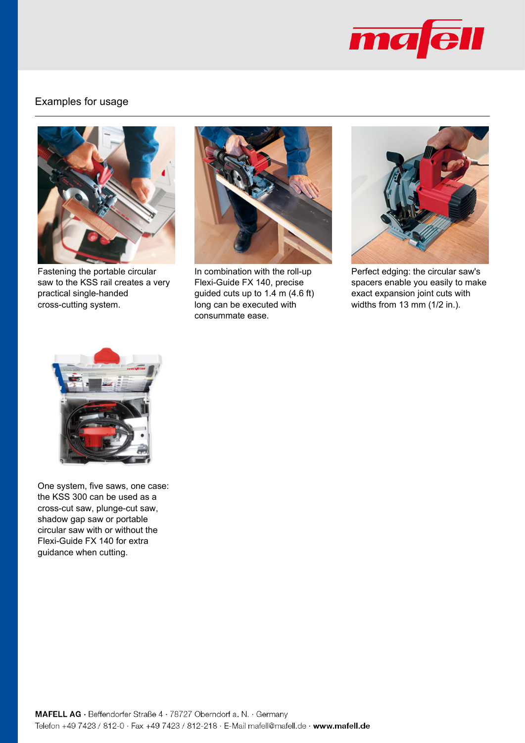## Examples for usage

Fastening the portable circular saw to the KSS rail creates a very practical single-handed cross-cutting system.

In combination with the roll-up Flexi-Guide FX 140, precise guided cuts up to 1.4 m (4.6 ft) long can be executed with consummate ease.

Perfect edging: the circular saw's spacers enable you easily to make exact expansion joint cuts with widths from 13 mm (1/2 in.).

One system, five saws, one case: the KSS 300 can be used as a cross-cut saw, plunge-cut saw, shadow gap saw or portable circular saw with or without the Flexi-Guide FX 140 for extra guidance when cutting.

**MAFELL AG** · Beffendorfer Straße 4 · 78727 Oberndorf a. N. · Germany
Telefon +49 7423 / 812-0 · Fax +49 7423 / 812-218 · E-Mail mafell@mafell.de · **www.mafell.de**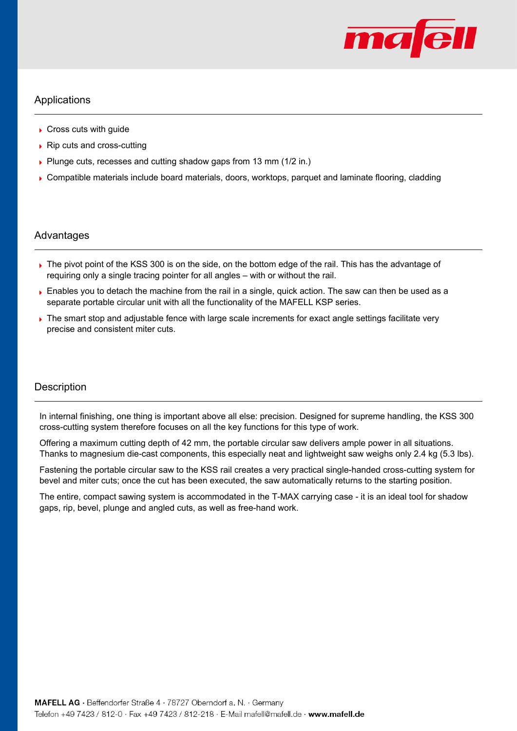## Applications

- Cross cuts with guide
- Rip cuts and cross-cutting
- Plunge cuts, recesses and cutting shadow gaps from 13 mm (1/2 in.)
- Compatible materials include board materials, doors, worktops, parquet and laminate flooring, cladding

## Advantages

- The pivot point of the KSS 300 is on the side, on the bottom edge of the rail. This has the advantage of requiring only a single tracing pointer for all angles – with or without the rail.
- Enables you to detach the machine from the rail in a single, quick action. The saw can then be used as a separate portable circular unit with all the functionality of the MAFELL KSP series.
- The smart stop and adjustable fence with large scale increments for exact angle settings facilitate very precise and consistent miter cuts.

## Description

In internal finishing, one thing is important above all else: precision. Designed for supreme handling, the KSS 300 cross-cutting system therefore focuses on all the key functions for this type of work.

Offering a maximum cutting depth of 42 mm, the portable circular saw delivers ample power in all situations. Thanks to magnesium die-cast components, this especially neat and lightweight saw weighs only 2.4 kg (5.3 lbs).

Fastening the portable circular saw to the KSS rail creates a very practical single-handed cross-cutting system for bevel and miter cuts; once the cut has been executed, the saw automatically returns to the starting position.

The entire, compact sawing system is accommodated in the T-MAX carrying case - it is an ideal tool for shadow gaps, rip, bevel, plunge and angled cuts, as well as free-hand work.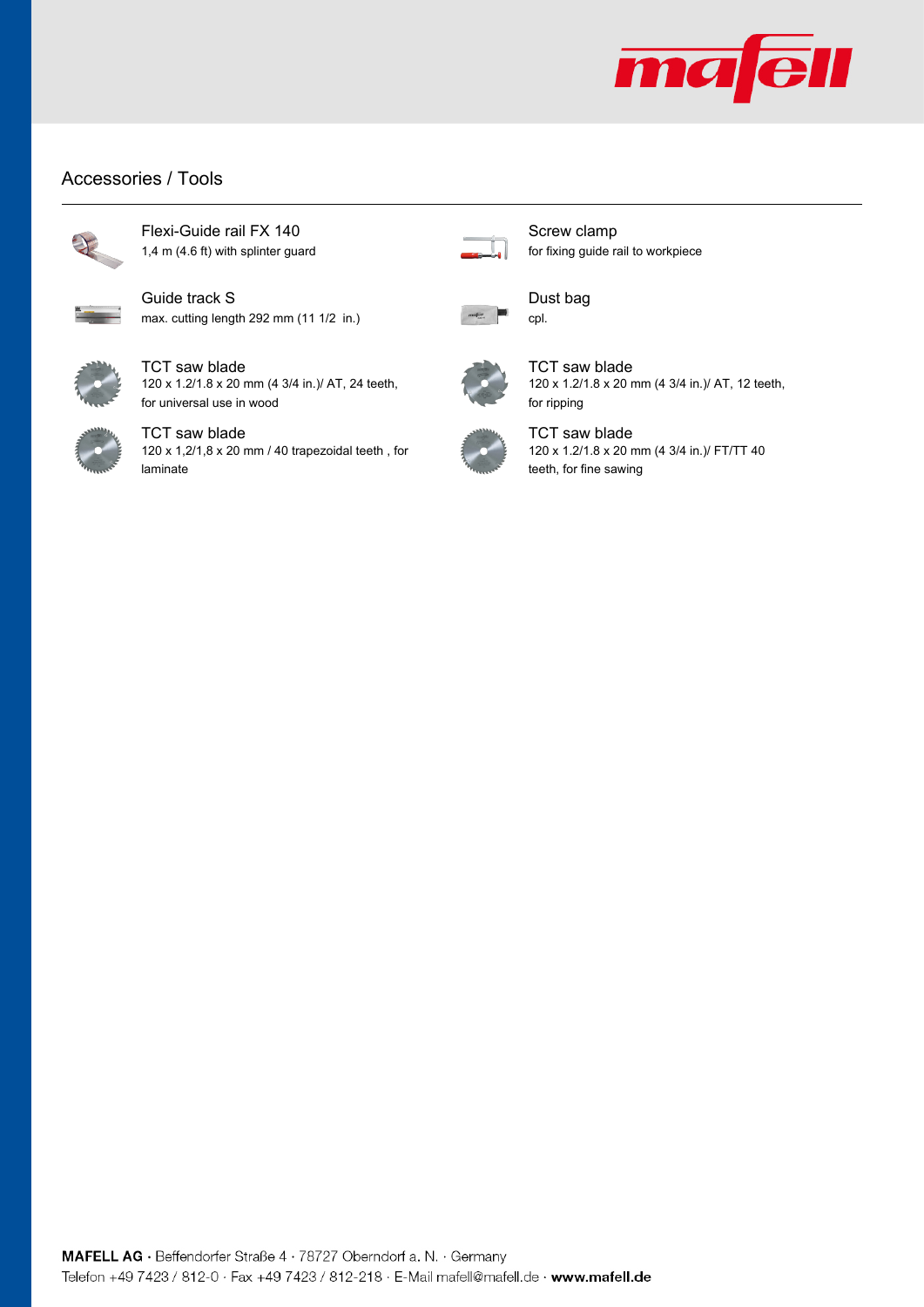## Accessories / Tools

**Flexi-Guide rail FX 140**
1,4 m (4.6 ft) with splinter guard

**Screw clamp**
for fixing guide rail to workpiece

**Guide track S**
max. cutting length 292 mm (11 1/2 in.)

**Dust bag**
cpl.

**TCT saw blade**
120 x 1.2/1.8 x 20 mm (4 3/4 in.)/ AT, 24 teeth, for universal use in wood

**TCT saw blade**
120 x 1.2/1.8 x 20 mm (4 3/4 in.)/ AT, 12 teeth, for ripping

**TCT saw blade**
120 x 1,2/1,8 x 20 mm / 40 trapezoidal teeth , for laminate

**TCT saw blade**
120 x 1.2/1.8 x 20 mm (4 3/4 in.)/ FT/TT 40 teeth, for fine sawing

**MAFELL AG** · Beffendorfer Straße 4 · 78727 Oberndorf a. N. · Germany
Telefon +49 7423 / 812-0 · Fax +49 7423 / 812-218 · E-Mail mafell@mafell.de · **www.mafell.de**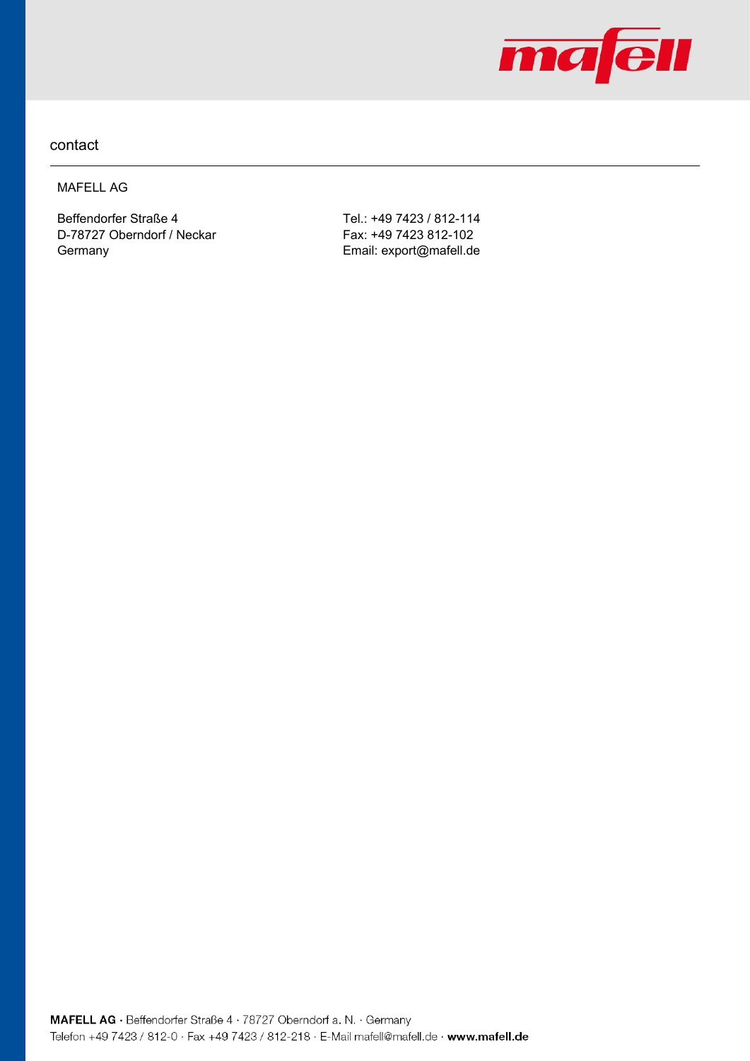## contact

MAFELL AG

Beffendorfer Straße 4
D-78727 Oberndorf / Neckar
Germany

Tel.: +49 7423 / 812-114
Fax: +49 7423 812-102
Email: export@mafell.de